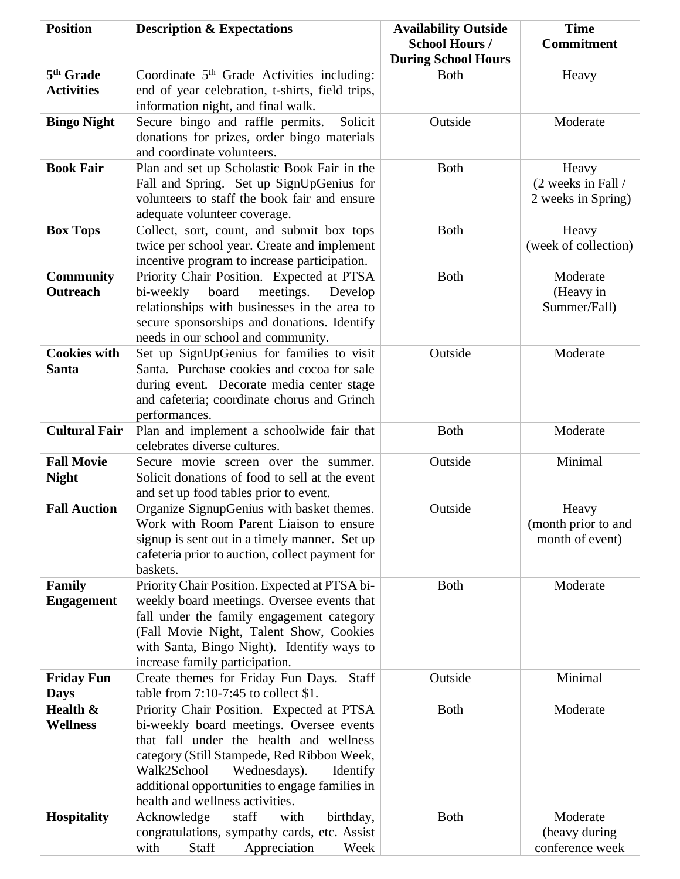| Position | Description & Expectations | Availability Outside School Hours / During School Hours | Time Commitment |
|---|---|---|---|
| **5th Grade Activities** | Coordinate 5th Grade Activities including: end of year celebration, t-shirts, field trips, information night, and final walk. | Both | Heavy |
| **Bingo Night** | Secure bingo and raffle permits. Solicit donations for prizes, order bingo materials and coordinate volunteers. | Outside | Moderate |
| **Book Fair** | Plan and set up Scholastic Book Fair in the Fall and Spring. Set up SignUpGenius for volunteers to staff the book fair and ensure adequate volunteer coverage. | Both | Heavy (2 weeks in Fall / 2 weeks in Spring) |
| **Box Tops** | Collect, sort, count, and submit box tops twice per school year. Create and implement incentive program to increase participation. | Both | Heavy (week of collection) |
| **Community Outreach** | Priority Chair Position. Expected at PTSA bi-weekly board meetings. Develop relationships with businesses in the area to secure sponsorships and donations. Identify needs in our school and community. | Both | Moderate (Heavy in Summer/Fall) |
| **Cookies with Santa** | Set up SignUpGenius for families to visit Santa. Purchase cookies and cocoa for sale during event. Decorate media center stage and cafeteria; coordinate chorus and Grinch performances. | Outside | Moderate |
| **Cultural Fair** | Plan and implement a schoolwide fair that celebrates diverse cultures. | Both | Moderate |
| **Fall Movie Night** | Secure movie screen over the summer. Solicit donations of food to sell at the event and set up food tables prior to event. | Outside | Minimal |
| **Fall Auction** | Organize SignupGenius with basket themes. Work with Room Parent Liaison to ensure signup is sent out in a timely manner. Set up cafeteria prior to auction, collect payment for baskets. | Outside | Heavy (month prior to and month of event) |
| **Family Engagement** | Priority Chair Position. Expected at PTSA bi-weekly board meetings. Oversee events that fall under the family engagement category (Fall Movie Night, Talent Show, Cookies with Santa, Bingo Night). Identify ways to increase family participation. | Both | Moderate |
| **Friday Fun Days** | Create themes for Friday Fun Days. Staff table from 7:10-7:45 to collect $1. | Outside | Minimal |
| **Health & Wellness** | Priority Chair Position. Expected at PTSA bi-weekly board meetings. Oversee events that fall under the health and wellness category (Still Stampede, Red Ribbon Week, Walk2School Wednesdays). Identify additional opportunities to engage families in health and wellness activities. | Both | Moderate |
| **Hospitality** | Acknowledge staff with birthday, congratulations, sympathy cards, etc. Assist with Staff Appreciation Week | Both | Moderate (heavy during conference week |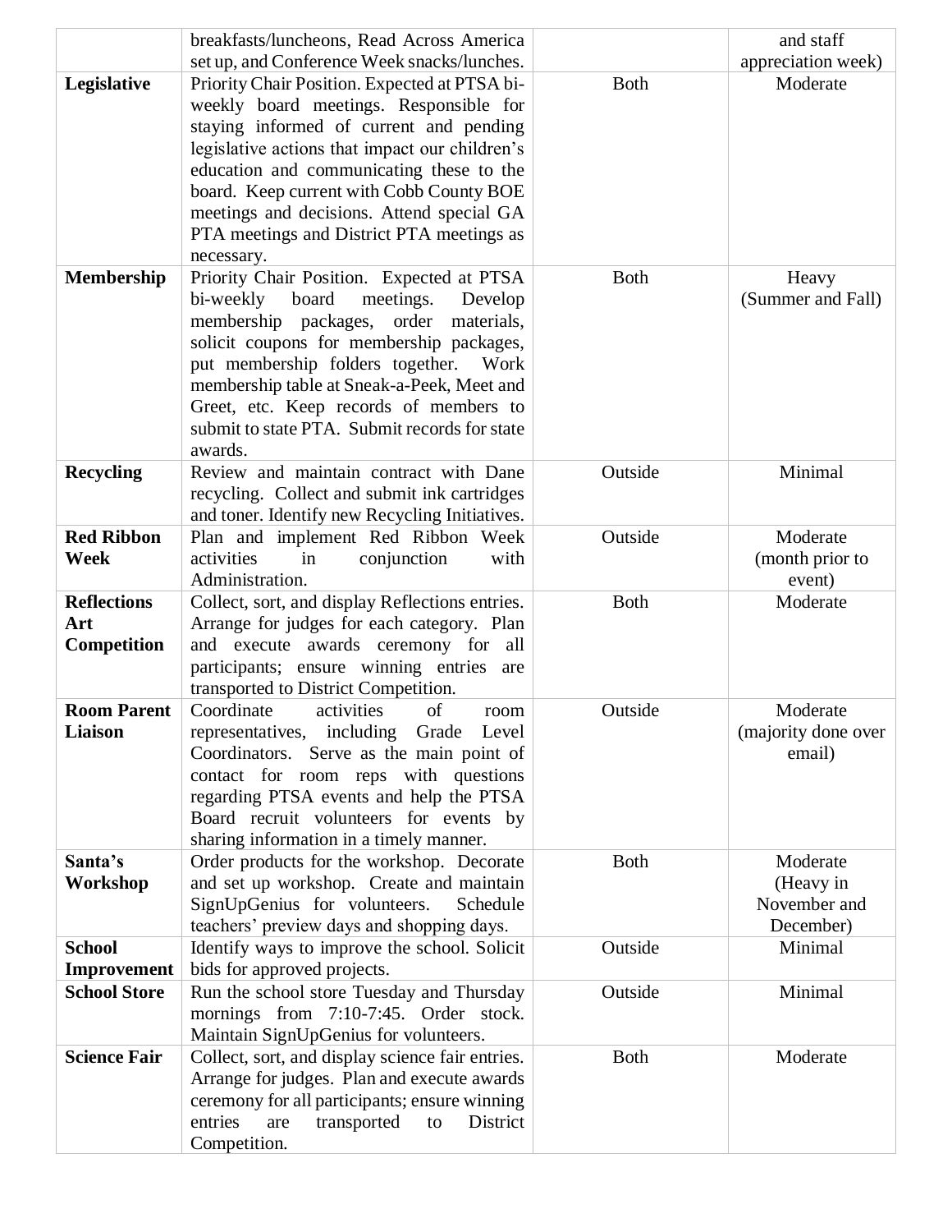|  | breakfasts/luncheons, Read Across America set up, and Conference Week snacks/lunches. |  | and staff appreciation week) |
|---|---|---|---|
| **Legislative** | Priority Chair Position. Expected at PTSA bi-weekly board meetings. Responsible for staying informed of current and pending legislative actions that impact our children's education and communicating these to the board. Keep current with Cobb County BOE meetings and decisions. Attend special GA PTA meetings and District PTA meetings as necessary. | Both | Moderate |
| **Membership** | Priority Chair Position. Expected at PTSA bi-weekly board meetings. Develop membership packages, order materials, solicit coupons for membership packages, put membership folders together. Work membership table at Sneak-a-Peek, Meet and Greet, etc. Keep records of members to submit to state PTA. Submit records for state awards. | Both | Heavy (Summer and Fall) |
| **Recycling** | Review and maintain contract with Dane recycling. Collect and submit ink cartridges and toner. Identify new Recycling Initiatives. | Outside | Minimal |
| **Red Ribbon Week** | Plan and implement Red Ribbon Week activities in conjunction with Administration. | Outside | Moderate (month prior to event) |
| **Reflections Art Competition** | Collect, sort, and display Reflections entries. Arrange for judges for each category. Plan and execute awards ceremony for all participants; ensure winning entries are transported to District Competition. | Both | Moderate |
| **Room Parent Liaison** | Coordinate activities of room representatives, including Grade Level Coordinators. Serve as the main point of contact for room reps with questions regarding PTSA events and help the PTSA Board recruit volunteers for events by sharing information in a timely manner. | Outside | Moderate (majority done over email) |
| **Santa's Workshop** | Order products for the workshop. Decorate and set up workshop. Create and maintain SignUpGenius for volunteers. Schedule teachers' preview days and shopping days. | Both | Moderate (Heavy in November and December) |
| **School Improvement** | Identify ways to improve the school. Solicit bids for approved projects. | Outside | Minimal |
| **School Store** | Run the school store Tuesday and Thursday mornings from 7:10-7:45. Order stock. Maintain SignUpGenius for volunteers. | Outside | Minimal |
| **Science Fair** | Collect, sort, and display science fair entries. Arrange for judges. Plan and execute awards ceremony for all participants; ensure winning entries are transported to District Competition. | Both | Moderate |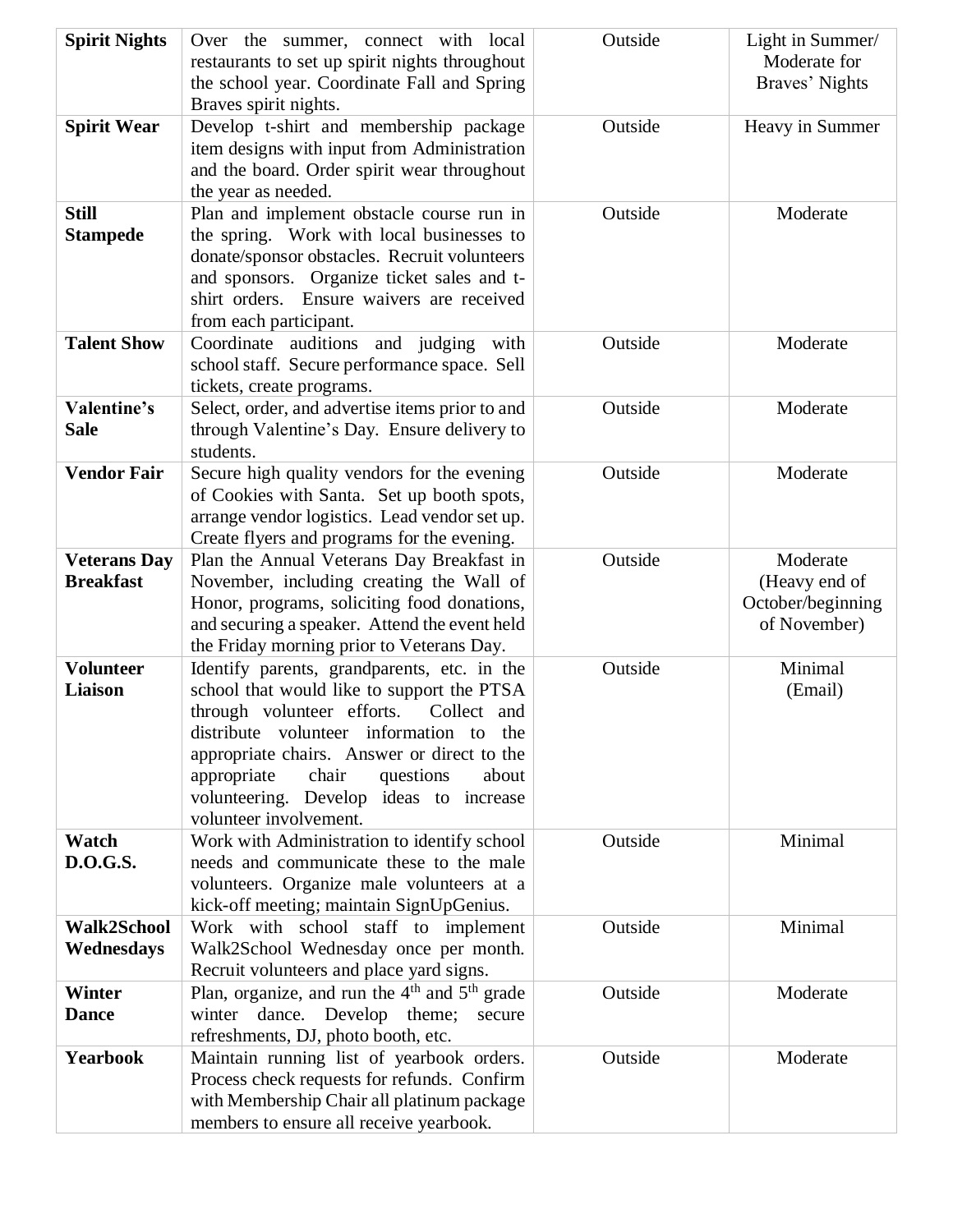| | | | |
|---|---|---|---|
| **Spirit Nights** | Over the summer, connect with local restaurants to set up spirit nights throughout the school year. Coordinate Fall and Spring Braves spirit nights. | Outside | Light in Summer/ Moderate for Braves' Nights |
| **Spirit Wear** | Develop t-shirt and membership package item designs with input from Administration and the board. Order spirit wear throughout the year as needed. | Outside | Heavy in Summer |
| **Still Stampede** | Plan and implement obstacle course run in the spring. Work with local businesses to donate/sponsor obstacles. Recruit volunteers and sponsors. Organize ticket sales and t-shirt orders. Ensure waivers are received from each participant. | Outside | Moderate |
| **Talent Show** | Coordinate auditions and judging with school staff. Secure performance space. Sell tickets, create programs. | Outside | Moderate |
| **Valentine's Sale** | Select, order, and advertise items prior to and through Valentine's Day. Ensure delivery to students. | Outside | Moderate |
| **Vendor Fair** | Secure high quality vendors for the evening of Cookies with Santa. Set up booth spots, arrange vendor logistics. Lead vendor set up. Create flyers and programs for the evening. | Outside | Moderate |
| **Veterans Day Breakfast** | Plan the Annual Veterans Day Breakfast in November, including creating the Wall of Honor, programs, soliciting food donations, and securing a speaker. Attend the event held the Friday morning prior to Veterans Day. | Outside | Moderate (Heavy end of October/beginning of November) |
| **Volunteer Liaison** | Identify parents, grandparents, etc. in the school that would like to support the PTSA through volunteer efforts. Collect and distribute volunteer information to the appropriate chairs. Answer or direct to the appropriate chair questions about volunteering. Develop ideas to increase volunteer involvement. | Outside | Minimal (Email) |
| **Watch D.O.G.S.** | Work with Administration to identify school needs and communicate these to the male volunteers. Organize male volunteers at a kick-off meeting; maintain SignUpGenius. | Outside | Minimal |
| **Walk2School Wednesdays** | Work with school staff to implement Walk2School Wednesday once per month. Recruit volunteers and place yard signs. | Outside | Minimal |
| **Winter Dance** | Plan, organize, and run the 4th and 5th grade winter dance. Develop theme; secure refreshments, DJ, photo booth, etc. | Outside | Moderate |
| **Yearbook** | Maintain running list of yearbook orders. Process check requests for refunds. Confirm with Membership Chair all platinum package members to ensure all receive yearbook. | Outside | Moderate |